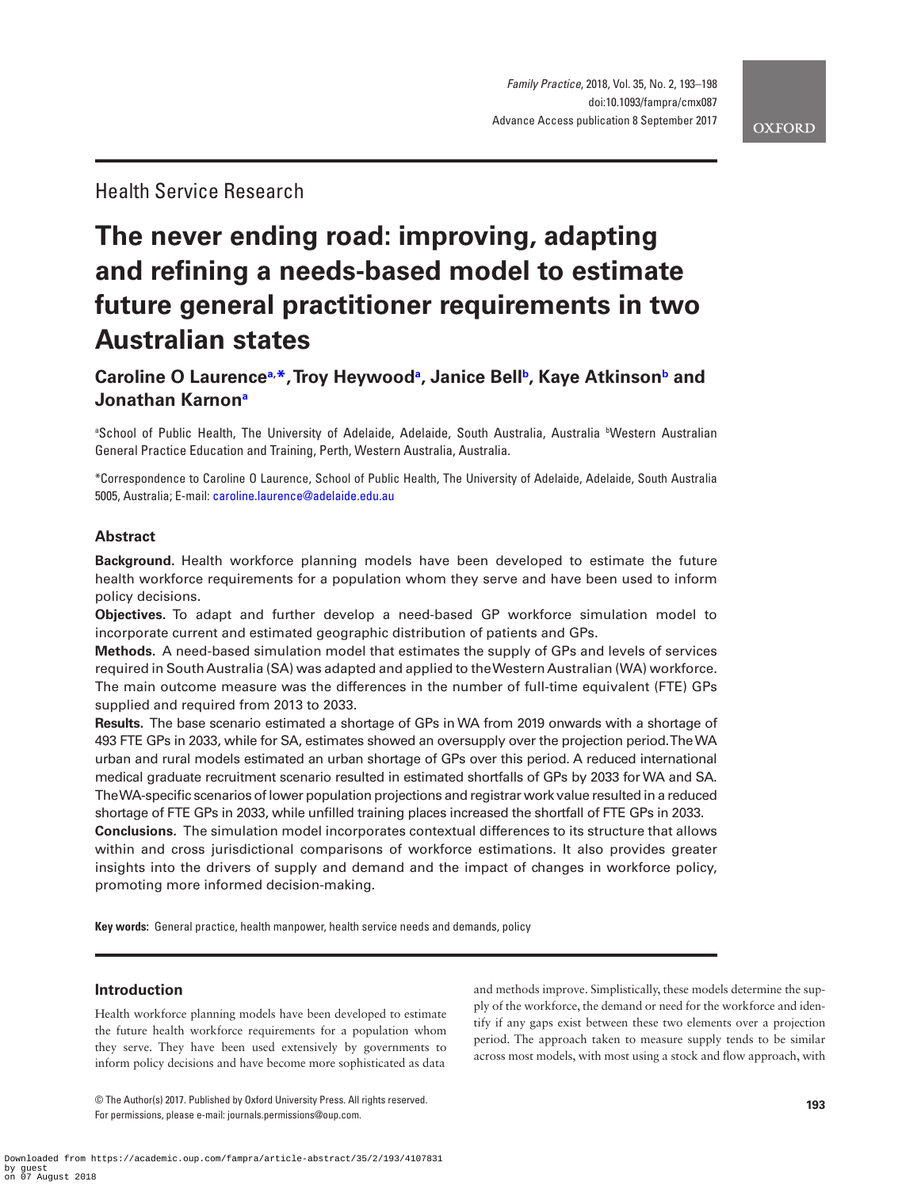## Health Service Research

# The never ending road: improving, adapting and refining a needs-based model to estimate future general practitioner requirements in two Australian states

**Caroline O Laurence[a,*], Troy Heywood[a], Janice Bell[b], Kaye Atkinson[b] and Jonathan Karnon[a]**

[a]School of Public Health, The University of Adelaide, Adelaide, South Australia, Australia [b]Western Australian General Practice Education and Training, Perth, Western Australia, Australia.

*Correspondence to Caroline O Laurence, School of Public Health, The University of Adelaide, Adelaide, South Australia 5005, Australia; E-mail: caroline.laurence@adelaide.edu.au

### Abstract

**Background.** Health workforce planning models have been developed to estimate the future health workforce requirements for a population whom they serve and have been used to inform policy decisions.

**Objectives.** To adapt and further develop a need-based GP workforce simulation model to incorporate current and estimated geographic distribution of patients and GPs.

**Methods.** A need-based simulation model that estimates the supply of GPs and levels of services required in South Australia (SA) was adapted and applied to the Western Australian (WA) workforce. The main outcome measure was the differences in the number of full-time equivalent (FTE) GPs supplied and required from 2013 to 2033.

**Results.** The base scenario estimated a shortage of GPs in WA from 2019 onwards with a shortage of 493 FTE GPs in 2033, while for SA, estimates showed an oversupply over the projection period. The WA urban and rural models estimated an urban shortage of GPs over this period. A reduced international medical graduate recruitment scenario resulted in estimated shortfalls of GPs by 2033 for WA and SA. The WA-specific scenarios of lower population projections and registrar work value resulted in a reduced shortage of FTE GPs in 2033, while unfilled training places increased the shortfall of FTE GPs in 2033.

**Conclusions.** The simulation model incorporates contextual differences to its structure that allows within and cross jurisdictional comparisons of workforce estimations. It also provides greater insights into the drivers of supply and demand and the impact of changes in workforce policy, promoting more informed decision-making.

**Key words:** General practice, health manpower, health service needs and demands, policy

## Introduction

Health workforce planning models have been developed to estimate the future health workforce requirements for a population whom they serve. They have been used extensively by governments to inform policy decisions and have become more sophisticated as data and methods improve. Simplistically, these models determine the supply of the workforce, the demand or need for the workforce and identify if any gaps exist between these two elements over a projection period. The approach taken to measure supply tends to be similar across most models, with most using a stock and flow approach, with

© The Author(s) 2017. Published by Oxford University Press. All rights reserved.
For permissions, please e-mail: journals.permissions@oup.com.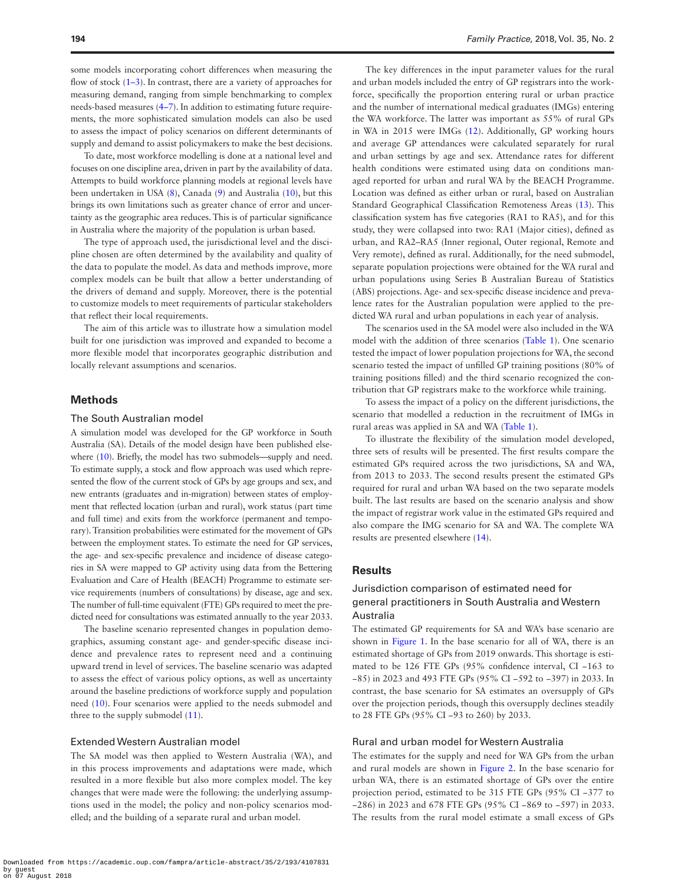some models incorporating cohort differences when measuring the flow of stock (1–3). In contrast, there are a variety of approaches for measuring demand, ranging from simple benchmarking to complex needs-based measures (4–7). In addition to estimating future requirements, the more sophisticated simulation models can also be used to assess the impact of policy scenarios on different determinants of supply and demand to assist policymakers to make the best decisions.

To date, most workforce modelling is done at a national level and focuses on one discipline area, driven in part by the availability of data. Attempts to build workforce planning models at regional levels have been undertaken in USA (8), Canada (9) and Australia (10), but this brings its own limitations such as greater chance of error and uncertainty as the geographic area reduces. This is of particular significance in Australia where the majority of the population is urban based.

The type of approach used, the jurisdictional level and the discipline chosen are often determined by the availability and quality of the data to populate the model. As data and methods improve, more complex models can be built that allow a better understanding of the drivers of demand and supply. Moreover, there is the potential to customize models to meet requirements of particular stakeholders that reflect their local requirements.

The aim of this article was to illustrate how a simulation model built for one jurisdiction was improved and expanded to become a more flexible model that incorporates geographic distribution and locally relevant assumptions and scenarios.

## Methods

### The South Australian model

A simulation model was developed for the GP workforce in South Australia (SA). Details of the model design have been published elsewhere (10). Briefly, the model has two submodels—supply and need. To estimate supply, a stock and flow approach was used which represented the flow of the current stock of GPs by age groups and sex, and new entrants (graduates and in-migration) between states of employment that reflected location (urban and rural), work status (part time and full time) and exits from the workforce (permanent and temporary). Transition probabilities were estimated for the movement of GPs between the employment states. To estimate the need for GP services, the age- and sex-specific prevalence and incidence of disease categories in SA were mapped to GP activity using data from the Bettering Evaluation and Care of Health (BEACH) Programme to estimate service requirements (numbers of consultations) by disease, age and sex. The number of full-time equivalent (FTE) GPs required to meet the predicted need for consultations was estimated annually to the year 2033.

The baseline scenario represented changes in population demographics, assuming constant age- and gender-specific disease incidence and prevalence rates to represent need and a continuing upward trend in level of services. The baseline scenario was adapted to assess the effect of various policy options, as well as uncertainty around the baseline predictions of workforce supply and population need (10). Four scenarios were applied to the needs submodel and three to the supply submodel (11).

### Extended Western Australian model

The SA model was then applied to Western Australia (WA), and in this process improvements and adaptations were made, which resulted in a more flexible but also more complex model. The key changes that were made were the following: the underlying assumptions used in the model; the policy and non-policy scenarios modelled; and the building of a separate rural and urban model.

The key differences in the input parameter values for the rural and urban models included the entry of GP registrars into the workforce, specifically the proportion entering rural or urban practice and the number of international medical graduates (IMGs) entering the WA workforce. The latter was important as 55% of rural GPs in WA in 2015 were IMGs (12). Additionally, GP working hours and average GP attendances were calculated separately for rural and urban settings by age and sex. Attendance rates for different health conditions were estimated using data on conditions managed reported for urban and rural WA by the BEACH Programme. Location was defined as either urban or rural, based on Australian Standard Geographical Classification Remoteness Areas (13). This classification system has five categories (RA1 to RA5), and for this study, they were collapsed into two: RA1 (Major cities), defined as urban, and RA2–RA5 (Inner regional, Outer regional, Remote and Very remote), defined as rural. Additionally, for the need submodel, separate population projections were obtained for the WA rural and urban populations using Series B Australian Bureau of Statistics (ABS) projections. Age- and sex-specific disease incidence and prevalence rates for the Australian population were applied to the predicted WA rural and urban populations in each year of analysis.

The scenarios used in the SA model were also included in the WA model with the addition of three scenarios (Table 1). One scenario tested the impact of lower population projections for WA, the second scenario tested the impact of unfilled GP training positions (80% of training positions filled) and the third scenario recognized the contribution that GP registrars make to the workforce while training.

To assess the impact of a policy on the different jurisdictions, the scenario that modelled a reduction in the recruitment of IMGs in rural areas was applied in SA and WA (Table 1).

To illustrate the flexibility of the simulation model developed, three sets of results will be presented. The first results compare the estimated GPs required across the two jurisdictions, SA and WA, from 2013 to 2033. The second results present the estimated GPs required for rural and urban WA based on the two separate models built. The last results are based on the scenario analysis and show the impact of registrar work value in the estimated GPs required and also compare the IMG scenario for SA and WA. The complete WA results are presented elsewhere (14).

## Results

### Jurisdiction comparison of estimated need for general practitioners in South Australia and Western Australia

The estimated GP requirements for SA and WA's base scenario are shown in Figure 1. In the base scenario for all of WA, there is an estimated shortage of GPs from 2019 onwards. This shortage is estimated to be 126 FTE GPs (95% confidence interval, CI −163 to −85) in 2023 and 493 FTE GPs (95% CI −592 to −397) in 2033. In contrast, the base scenario for SA estimates an oversupply of GPs over the projection periods, though this oversupply declines steadily to 28 FTE GPs (95% CI −93 to 260) by 2033.

### Rural and urban model for Western Australia

The estimates for the supply and need for WA GPs from the urban and rural models are shown in Figure 2. In the base scenario for urban WA, there is an estimated shortage of GPs over the entire projection period, estimated to be 315 FTE GPs (95% CI −377 to −286) in 2023 and 678 FTE GPs (95% CI −869 to −597) in 2033. The results from the rural model estimate a small excess of GPs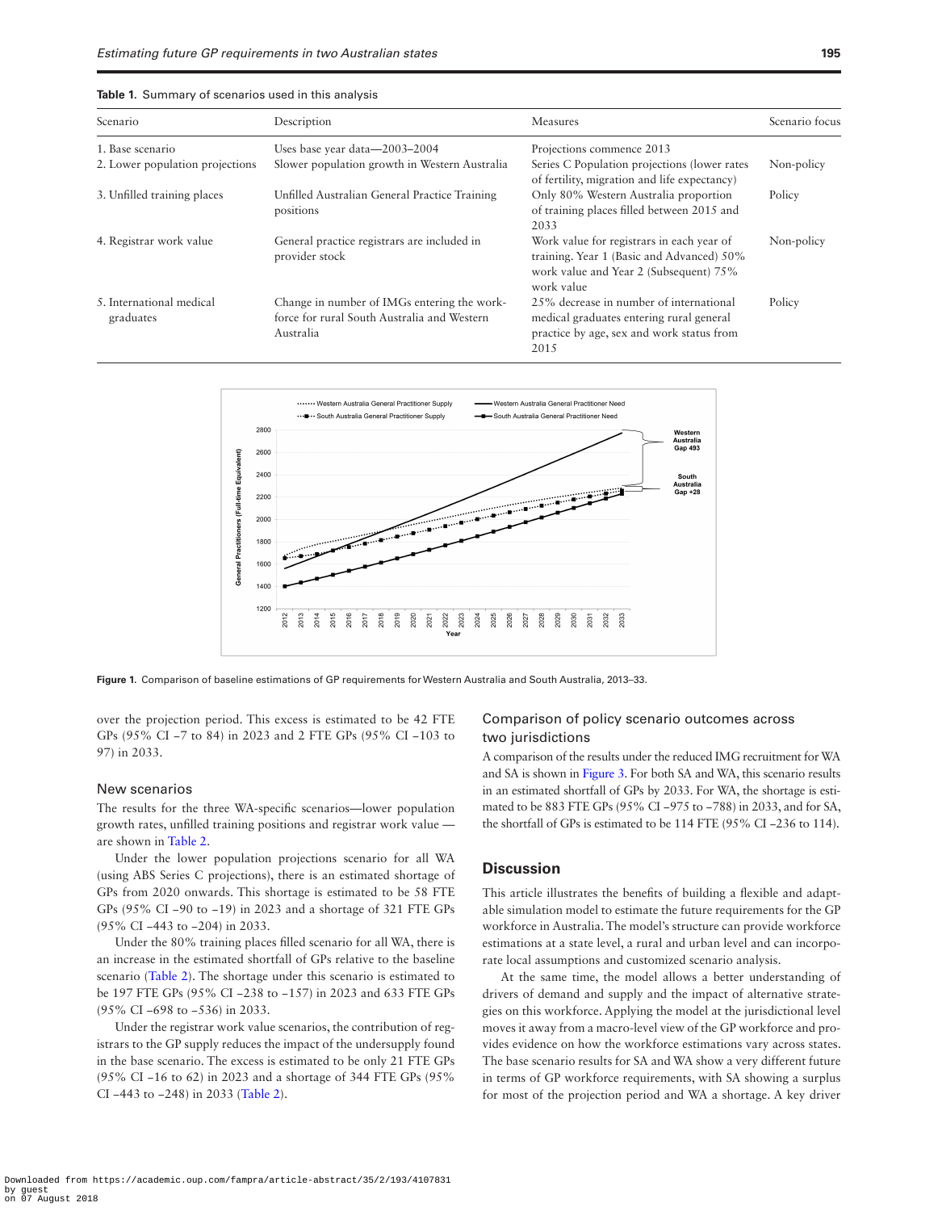**Table 1.** Summary of scenarios used in this analysis

| Scenario | Description | Measures | Scenario focus |
|---|---|---|---|
| 1. Base scenario | Uses base year data—2003–2004 | Projections commence 2013 | |
| 2. Lower population projections | Slower population growth in Western Australia | Series C Population projections (lower rates of fertility, migration and life expectancy) | Non-policy |
| 3. Unfilled training places | Unfilled Australian General Practice Training positions | Only 80% Western Australia proportion of training places filled between 2015 and 2033 | Policy |
| 4. Registrar work value | General practice registrars are included in provider stock | Work value for registrars in each year of training. Year 1 (Basic and Advanced) 50% work value and Year 2 (Subsequent) 75% work value | Non-policy |
| 5. International medical graduates | Change in number of IMGs entering the workforce for rural South Australia and Western Australia | 25% decrease in number of international medical graduates entering rural general practice by age, sex and work status from 2015 | Policy |

**Figure 1.** Comparison of baseline estimations of GP requirements for Western Australia and South Australia, 2013–33.

over the projection period. This excess is estimated to be 42 FTE GPs (95% CI −7 to 84) in 2023 and 2 FTE GPs (95% CI −103 to 97) in 2033.

### New scenarios

The results for the three WA-specific scenarios—lower population growth rates, unfilled training positions and registrar work value — are shown in Table 2.

Under the lower population projections scenario for all WA (using ABS Series C projections), there is an estimated shortage of GPs from 2020 onwards. This shortage is estimated to be 58 FTE GPs (95% CI −90 to −19) in 2023 and a shortage of 321 FTE GPs (95% CI −443 to −204) in 2033.

Under the 80% training places filled scenario for all WA, there is an increase in the estimated shortfall of GPs relative to the baseline scenario (Table 2). The shortage under this scenario is estimated to be 197 FTE GPs (95% CI −238 to −157) in 2023 and 633 FTE GPs (95% CI −698 to −536) in 2033.

Under the registrar work value scenarios, the contribution of registrars to the GP supply reduces the impact of the undersupply found in the base scenario. The excess is estimated to be only 21 FTE GPs (95% CI −16 to 62) in 2023 and a shortage of 344 FTE GPs (95% CI −443 to −248) in 2033 (Table 2).

### Comparison of policy scenario outcomes across two jurisdictions

A comparison of the results under the reduced IMG recruitment for WA and SA is shown in Figure 3. For both SA and WA, this scenario results in an estimated shortfall of GPs by 2033. For WA, the shortage is estimated to be 883 FTE GPs (95% CI −975 to −788) in 2033, and for SA, the shortfall of GPs is estimated to be 114 FTE (95% CI −236 to 114).

## Discussion

This article illustrates the benefits of building a flexible and adaptable simulation model to estimate the future requirements for the GP workforce in Australia. The model's structure can provide workforce estimations at a state level, a rural and urban level and can incorporate local assumptions and customized scenario analysis.

At the same time, the model allows a better understanding of drivers of demand and supply and the impact of alternative strategies on this workforce. Applying the model at the jurisdictional level moves it away from a macro-level view of the GP workforce and provides evidence on how the workforce estimations vary across states. The base scenario results for SA and WA show a very different future in terms of GP workforce requirements, with SA showing a surplus for most of the projection period and WA a shortage. A key driver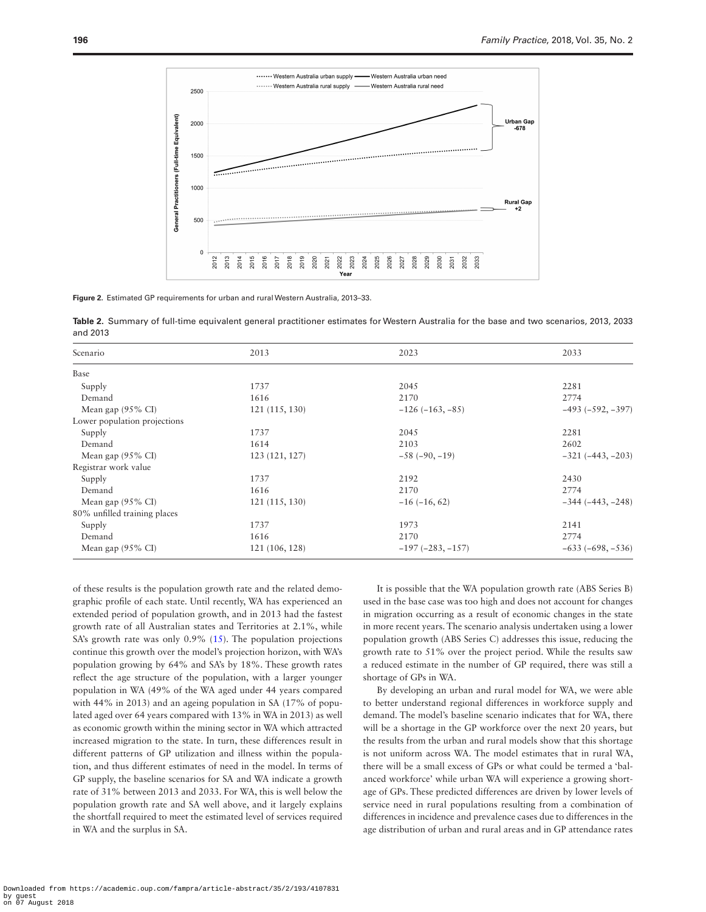Figure 2. Estimated GP requirements for urban and rural Western Australia, 2013–33.

Table 2. Summary of full-time equivalent general practitioner estimates for Western Australia for the base and two scenarios, 2013, 2033 and 2013

| Scenario | 2013 | 2023 | 2033 |
|---|---|---|---|
| Base | | | |
| Supply | 1737 | 2045 | 2281 |
| Demand | 1616 | 2170 | 2774 |
| Mean gap (95% CI) | 121 (115, 130) | −126 (−163, −85) | −493 (−592, −397) |
| Lower population projections | | | |
| Supply | 1737 | 2045 | 2281 |
| Demand | 1614 | 2103 | 2602 |
| Mean gap (95% CI) | 123 (121, 127) | −58 (−90, −19) | −321 (−443, −203) |
| Registrar work value | | | |
| Supply | 1737 | 2192 | 2430 |
| Demand | 1616 | 2170 | 2774 |
| Mean gap (95% CI) | 121 (115, 130) | −16 (−16, 62) | −344 (−443, −248) |
| 80% unfilled training places | | | |
| Supply | 1737 | 1973 | 2141 |
| Demand | 1616 | 2170 | 2774 |
| Mean gap (95% CI) | 121 (106, 128) | −197 (−283, −157) | −633 (−698, −536) |

of these results is the population growth rate and the related demographic profile of each state. Until recently, WA has experienced an extended period of population growth, and in 2013 had the fastest growth rate of all Australian states and Territories at 2.1%, while SA's growth rate was only 0.9% (15). The population projections continue this growth over the model's projection horizon, with WA's population growing by 64% and SA's by 18%. These growth rates reflect the age structure of the population, with a larger younger population in WA (49% of the WA aged under 44 years compared with 44% in 2013) and an ageing population in SA (17% of populated aged over 64 years compared with 13% in WA in 2013) as well as economic growth within the mining sector in WA which attracted increased migration to the state. In turn, these differences result in different patterns of GP utilization and illness within the population, and thus different estimates of need in the model. In terms of GP supply, the baseline scenarios for SA and WA indicate a growth rate of 31% between 2013 and 2033. For WA, this is well below the population growth rate and SA well above, and it largely explains the shortfall required to meet the estimated level of services required in WA and the surplus in SA.

It is possible that the WA population growth rate (ABS Series B) used in the base case was too high and does not account for changes in migration occurring as a result of economic changes in the state in more recent years. The scenario analysis undertaken using a lower population growth (ABS Series C) addresses this issue, reducing the growth rate to 51% over the project period. While the results saw a reduced estimate in the number of GP required, there was still a shortage of GPs in WA.

By developing an urban and rural model for WA, we were able to better understand regional differences in workforce supply and demand. The model's baseline scenario indicates that for WA, there will be a shortage in the GP workforce over the next 20 years, but the results from the urban and rural models show that this shortage is not uniform across WA. The model estimates that in rural WA, there will be a small excess of GPs or what could be termed a 'balanced workforce' while urban WA will experience a growing shortage of GPs. These predicted differences are driven by lower levels of service need in rural populations resulting from a combination of differences in incidence and prevalence cases due to differences in the age distribution of urban and rural areas and in GP attendance rates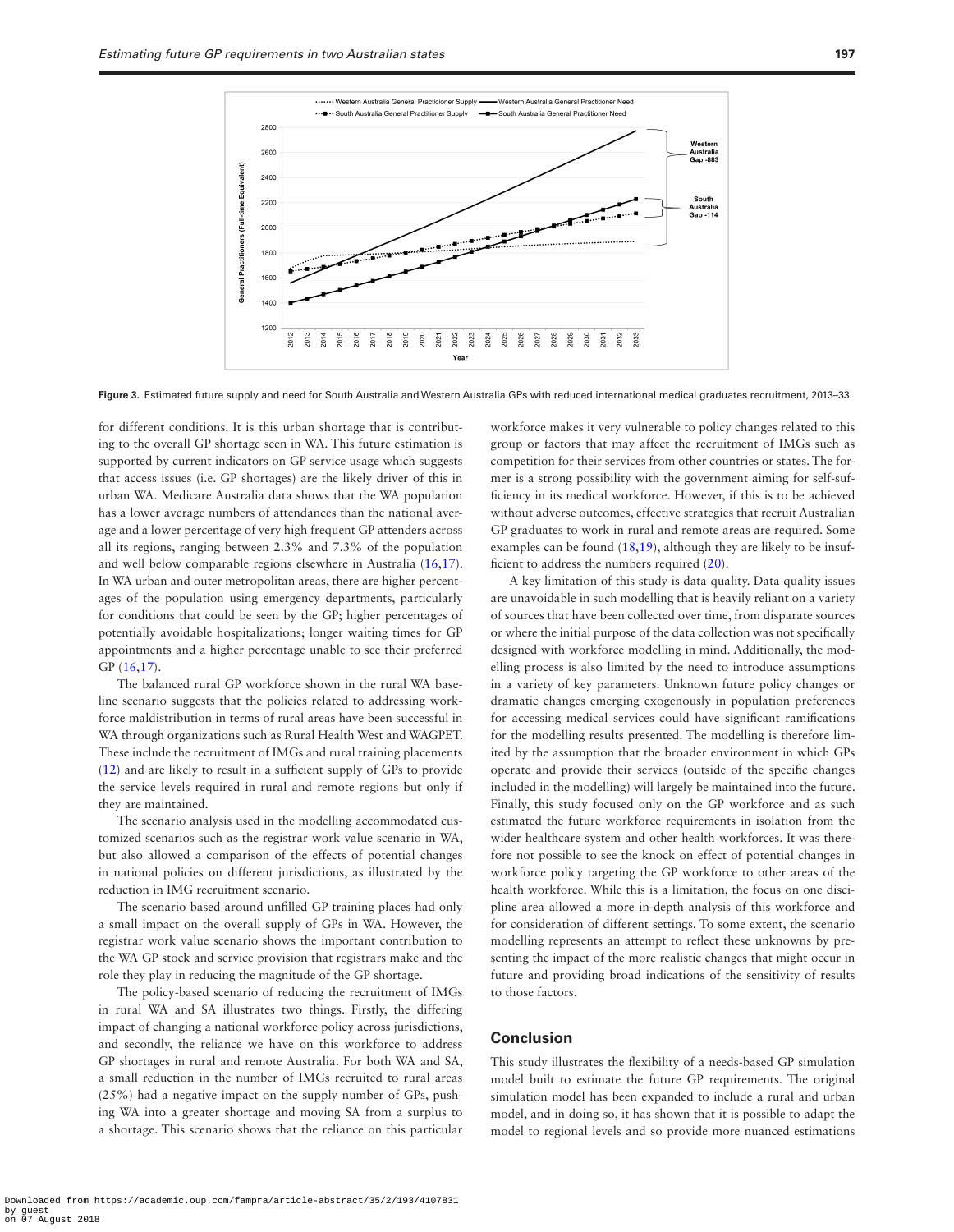Figure 3. Estimated future supply and need for South Australia and Western Australia GPs with reduced international medical graduates recruitment, 2013–33.

for different conditions. It is this urban shortage that is contributing to the overall GP shortage seen in WA. This future estimation is supported by current indicators on GP service usage which suggests that access issues (i.e. GP shortages) are the likely driver of this in urban WA. Medicare Australia data shows that the WA population has a lower average numbers of attendances than the national average and a lower percentage of very high frequent GP attenders across all its regions, ranging between 2.3% and 7.3% of the population and well below comparable regions elsewhere in Australia (16,17). In WA urban and outer metropolitan areas, there are higher percentages of the population using emergency departments, particularly for conditions that could be seen by the GP; higher percentages of potentially avoidable hospitalizations; longer waiting times for GP appointments and a higher percentage unable to see their preferred GP (16,17).

The balanced rural GP workforce shown in the rural WA baseline scenario suggests that the policies related to addressing workforce maldistribution in terms of rural areas have been successful in WA through organizations such as Rural Health West and WAGPET. These include the recruitment of IMGs and rural training placements (12) and are likely to result in a sufficient supply of GPs to provide the service levels required in rural and remote regions but only if they are maintained.

The scenario analysis used in the modelling accommodated customized scenarios such as the registrar work value scenario in WA, but also allowed a comparison of the effects of potential changes in national policies on different jurisdictions, as illustrated by the reduction in IMG recruitment scenario.

The scenario based around unfilled GP training places had only a small impact on the overall supply of GPs in WA. However, the registrar work value scenario shows the important contribution to the WA GP stock and service provision that registrars make and the role they play in reducing the magnitude of the GP shortage.

The policy-based scenario of reducing the recruitment of IMGs in rural WA and SA illustrates two things. Firstly, the differing impact of changing a national workforce policy across jurisdictions, and secondly, the reliance we have on this workforce to address GP shortages in rural and remote Australia. For both WA and SA, a small reduction in the number of IMGs recruited to rural areas (25%) had a negative impact on the supply number of GPs, pushing WA into a greater shortage and moving SA from a surplus to a shortage. This scenario shows that the reliance on this particular workforce makes it very vulnerable to policy changes related to this group or factors that may affect the recruitment of IMGs such as competition for their services from other countries or states. The former is a strong possibility with the government aiming for self-sufficiency in its medical workforce. However, if this is to be achieved without adverse outcomes, effective strategies that recruit Australian GP graduates to work in rural and remote areas are required. Some examples can be found (18,19), although they are likely to be insufficient to address the numbers required (20).

A key limitation of this study is data quality. Data quality issues are unavoidable in such modelling that is heavily reliant on a variety of sources that have been collected over time, from disparate sources or where the initial purpose of the data collection was not specifically designed with workforce modelling in mind. Additionally, the modelling process is also limited by the need to introduce assumptions in a variety of key parameters. Unknown future policy changes or dramatic changes emerging exogenously in population preferences for accessing medical services could have significant ramifications for the modelling results presented. The modelling is therefore limited by the assumption that the broader environment in which GPs operate and provide their services (outside of the specific changes included in the modelling) will largely be maintained into the future. Finally, this study focused only on the GP workforce and as such estimated the future workforce requirements in isolation from the wider healthcare system and other health workforces. It was therefore not possible to see the knock on effect of potential changes in workforce policy targeting the GP workforce to other areas of the health workforce. While this is a limitation, the focus on one discipline area allowed a more in-depth analysis of this workforce and for consideration of different settings. To some extent, the scenario modelling represents an attempt to reflect these unknowns by presenting the impact of the more realistic changes that might occur in future and providing broad indications of the sensitivity of results to those factors.

## Conclusion

This study illustrates the flexibility of a needs-based GP simulation model built to estimate the future GP requirements. The original simulation model has been expanded to include a rural and urban model, and in doing so, it has shown that it is possible to adapt the model to regional levels and so provide more nuanced estimations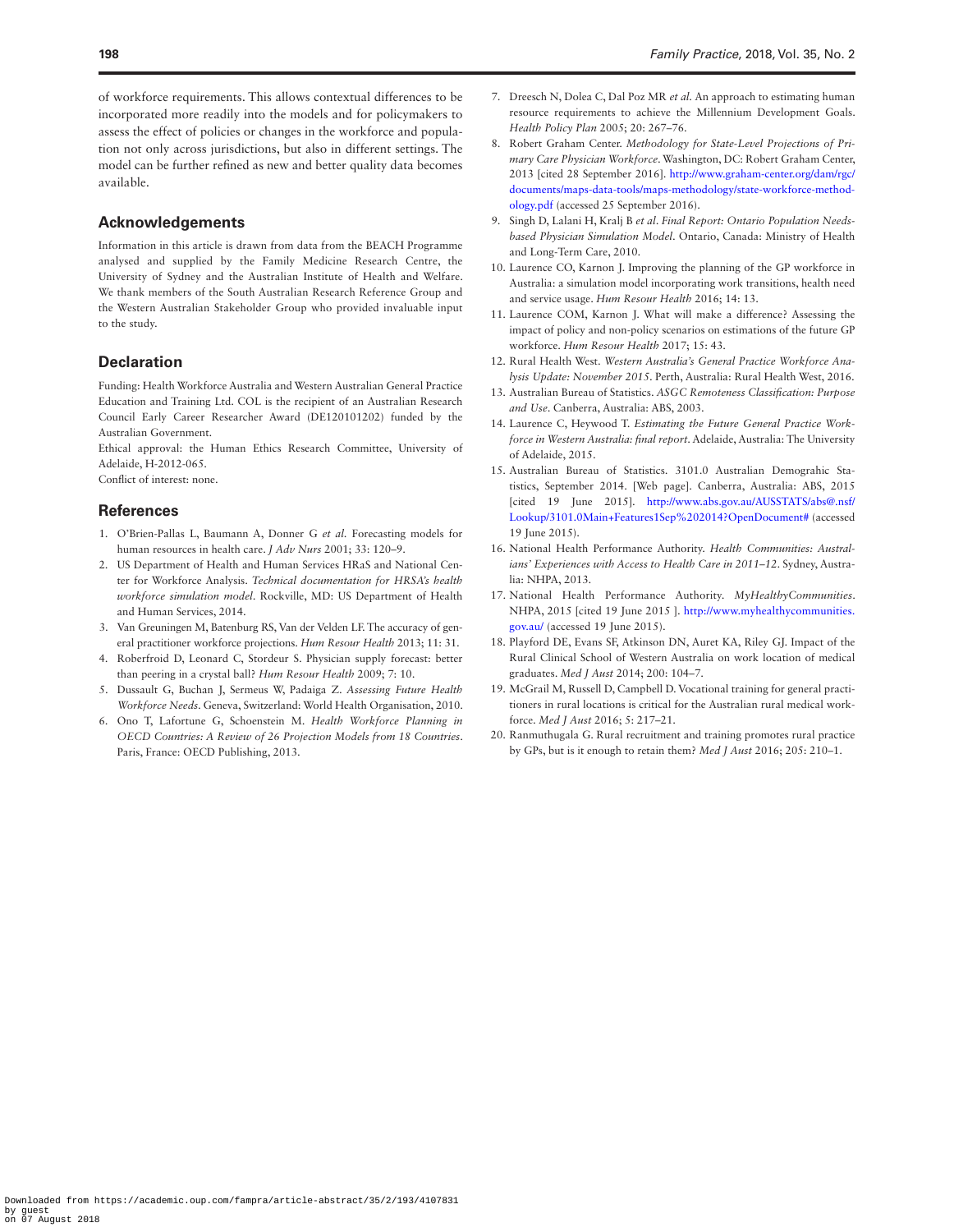of workforce requirements. This allows contextual differences to be incorporated more readily into the models and for policymakers to assess the effect of policies or changes in the workforce and population not only across jurisdictions, but also in different settings. The model can be further refined as new and better quality data becomes available.

## Acknowledgements

Information in this article is drawn from data from the BEACH Programme analysed and supplied by the Family Medicine Research Centre, the University of Sydney and the Australian Institute of Health and Welfare. We thank members of the South Australian Research Reference Group and the Western Australian Stakeholder Group who provided invaluable input to the study.

## Declaration

Funding: Health Workforce Australia and Western Australian General Practice Education and Training Ltd. COL is the recipient of an Australian Research Council Early Career Researcher Award (DE120101202) funded by the Australian Government.

Ethical approval: the Human Ethics Research Committee, University of Adelaide, H-2012-065.

Conflict of interest: none.

## References

1. O'Brien-Pallas L, Baumann A, Donner G *et al.* Forecasting models for human resources in health care. *J Adv Nurs* 2001; 33: 120–9.
2. US Department of Health and Human Services HRaS and National Center for Workforce Analysis. *Technical documentation for HRSA's health workforce simulation model*. Rockville, MD: US Department of Health and Human Services, 2014.
3. Van Greuningen M, Batenburg RS, Van der Velden LF. The accuracy of general practitioner workforce projections. *Hum Resour Health* 2013; 11: 31.
4. Roberfroid D, Leonard C, Stordeur S. Physician supply forecast: better than peering in a crystal ball? *Hum Resour Health* 2009; 7: 10.
5. Dussault G, Buchan J, Sermeus W, Padaiga Z. *Assessing Future Health Workforce Needs*. Geneva, Switzerland: World Health Organisation, 2010.
6. Ono T, Lafortune G, Schoenstein M. *Health Workforce Planning in OECD Countries: A Review of 26 Projection Models from 18 Countries*. Paris, France: OECD Publishing, 2013.
7. Dreesch N, Dolea C, Dal Poz MR *et al.* An approach to estimating human resource requirements to achieve the Millennium Development Goals. *Health Policy Plan* 2005; 20: 267–76.
8. Robert Graham Center. *Methodology for State-Level Projections of Primary Care Physician Workforce*. Washington, DC: Robert Graham Center, 2013 [cited 28 September 2016]. http://www.graham-center.org/dam/rgc/documents/maps-data-tools/maps-methodology/state-workforce-methodology.pdf (accessed 25 September 2016).
9. Singh D, Lalani H, Kralj B *et al. Final Report: Ontario Population Needs-based Physician Simulation Model*. Ontario, Canada: Ministry of Health and Long-Term Care, 2010.
10. Laurence CO, Karnon J. Improving the planning of the GP workforce in Australia: a simulation model incorporating work transitions, health need and service usage. *Hum Resour Health* 2016; 14: 13.
11. Laurence COM, Karnon J. What will make a difference? Assessing the impact of policy and non-policy scenarios on estimations of the future GP workforce. *Hum Resour Health* 2017; 15: 43.
12. Rural Health West. *Western Australia's General Practice Workforce Analysis Update: November 2015*. Perth, Australia: Rural Health West, 2016.
13. Australian Bureau of Statistics. *ASGC Remoteness Classification: Purpose and Use*. Canberra, Australia: ABS, 2003.
14. Laurence C, Heywood T. *Estimating the Future General Practice Workforce in Western Australia: final report*. Adelaide, Australia: The University of Adelaide, 2015.
15. Australian Bureau of Statistics. 3101.0 Australian Demograhic Statistics, September 2014. [Web page]. Canberra, Australia: ABS, 2015 [cited 19 June 2015]. http://www.abs.gov.au/AUSSTATS/abs@.nsf/Lookup/3101.0Main+Features1Sep%202014?OpenDocument# (accessed 19 June 2015).
16. National Health Performance Authority. *Health Communities: Australians' Experiences with Access to Health Care in 2011–12*. Sydney, Australia: NHPA, 2013.
17. National Health Performance Authority. *MyHealthyCommunities*. NHPA, 2015 [cited 19 June 2015 ]. http://www.myhealthycommunities.gov.au/ (accessed 19 June 2015).
18. Playford DE, Evans SF, Atkinson DN, Auret KA, Riley GJ. Impact of the Rural Clinical School of Western Australia on work location of medical graduates. *Med J Aust* 2014; 200: 104–7.
19. McGrail M, Russell D, Campbell D. Vocational training for general practitioners in rural locations is critical for the Australian rural medical workforce. *Med J Aust* 2016; 5: 217–21.
20. Ranmuthugala G. Rural recruitment and training promotes rural practice by GPs, but is it enough to retain them? *Med J Aust* 2016; 205: 210–1.